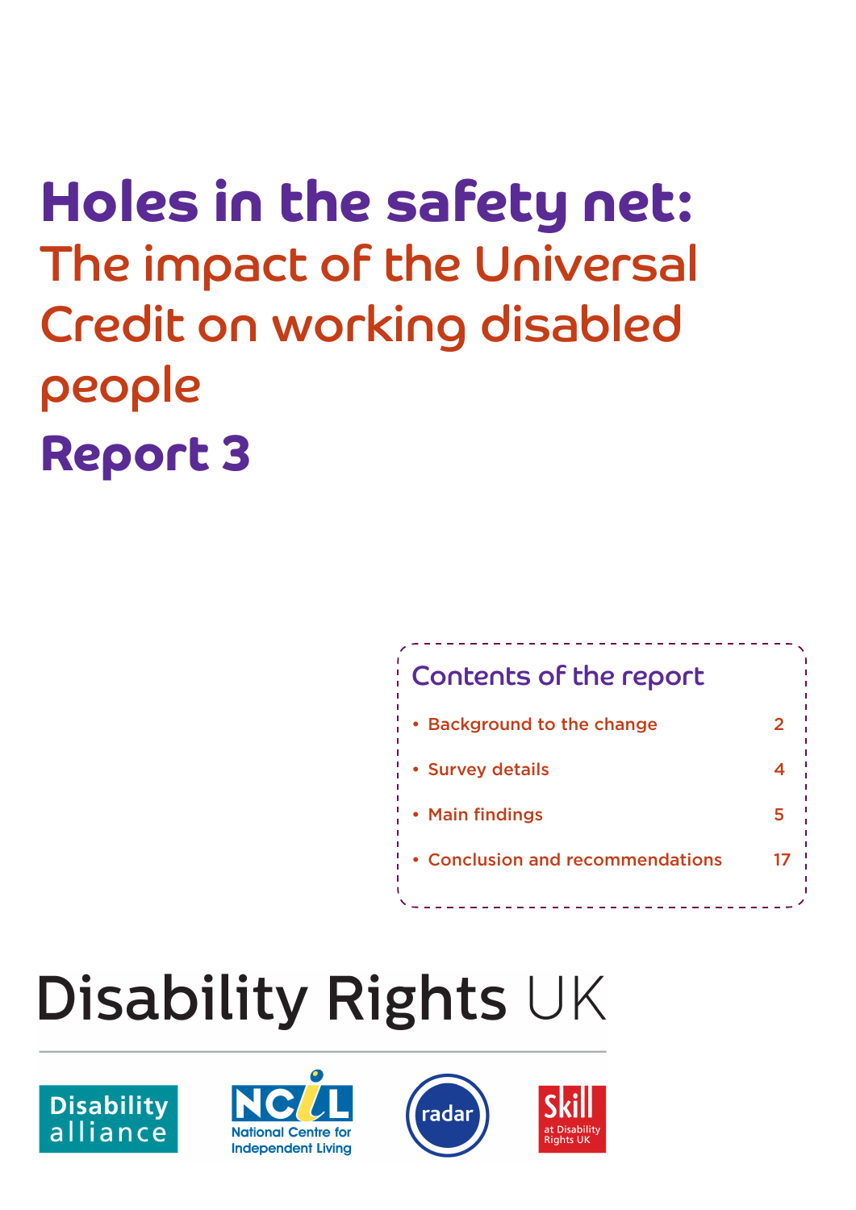# Holes in the safety net:

## The impact of the Universal Credit on working disabled people

## Report 3

### Contents of the report

- Background to the change 2
- Survey details 4
- Main findings 5
- Conclusion and recommendations 17

Disability Rights UK

Disability alliance

NCIL National Centre for Independent Living

radar

Skill at Disability Rights UK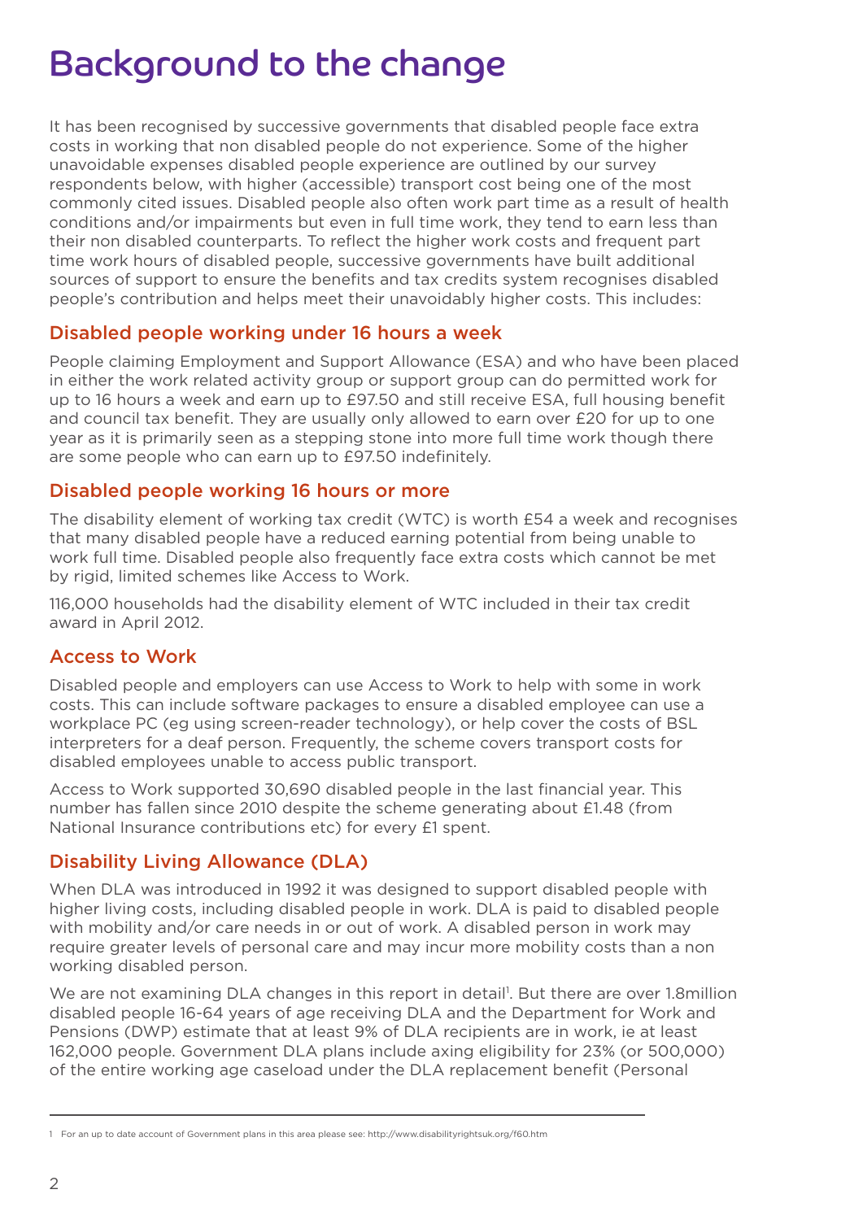# Background to the change

It has been recognised by successive governments that disabled people face extra costs in working that non disabled people do not experience. Some of the higher unavoidable expenses disabled people experience are outlined by our survey respondents below, with higher (accessible) transport cost being one of the most commonly cited issues. Disabled people also often work part time as a result of health conditions and/or impairments but even in full time work, they tend to earn less than their non disabled counterparts. To reflect the higher work costs and frequent part time work hours of disabled people, successive governments have built additional sources of support to ensure the benefits and tax credits system recognises disabled people's contribution and helps meet their unavoidably higher costs. This includes:

## Disabled people working under 16 hours a week

People claiming Employment and Support Allowance (ESA) and who have been placed in either the work related activity group or support group can do permitted work for up to 16 hours a week and earn up to £97.50 and still receive ESA, full housing benefit and council tax benefit. They are usually only allowed to earn over £20 for up to one year as it is primarily seen as a stepping stone into more full time work though there are some people who can earn up to £97.50 indefinitely.

## Disabled people working 16 hours or more

The disability element of working tax credit (WTC) is worth £54 a week and recognises that many disabled people have a reduced earning potential from being unable to work full time. Disabled people also frequently face extra costs which cannot be met by rigid, limited schemes like Access to Work.

116,000 households had the disability element of WTC included in their tax credit award in April 2012.

## Access to Work

Disabled people and employers can use Access to Work to help with some in work costs. This can include software packages to ensure a disabled employee can use a workplace PC (eg using screen-reader technology), or help cover the costs of BSL interpreters for a deaf person. Frequently, the scheme covers transport costs for disabled employees unable to access public transport.

Access to Work supported 30,690 disabled people in the last financial year. This number has fallen since 2010 despite the scheme generating about £1.48 (from National Insurance contributions etc) for every £1 spent.

## Disability Living Allowance (DLA)

When DLA was introduced in 1992 it was designed to support disabled people with higher living costs, including disabled people in work. DLA is paid to disabled people with mobility and/or care needs in or out of work. A disabled person in work may require greater levels of personal care and may incur more mobility costs than a non working disabled person.

We are not examining DLA changes in this report in detail[1]. But there are over 1.8million disabled people 16-64 years of age receiving DLA and the Department for Work and Pensions (DWP) estimate that at least 9% of DLA recipients are in work, ie at least 162,000 people. Government DLA plans include axing eligibility for 23% (or 500,000) of the entire working age caseload under the DLA replacement benefit (Personal

---

1 For an up to date account of Government plans in this area please see: http://www.disabilityrightsuk.org/f60.htm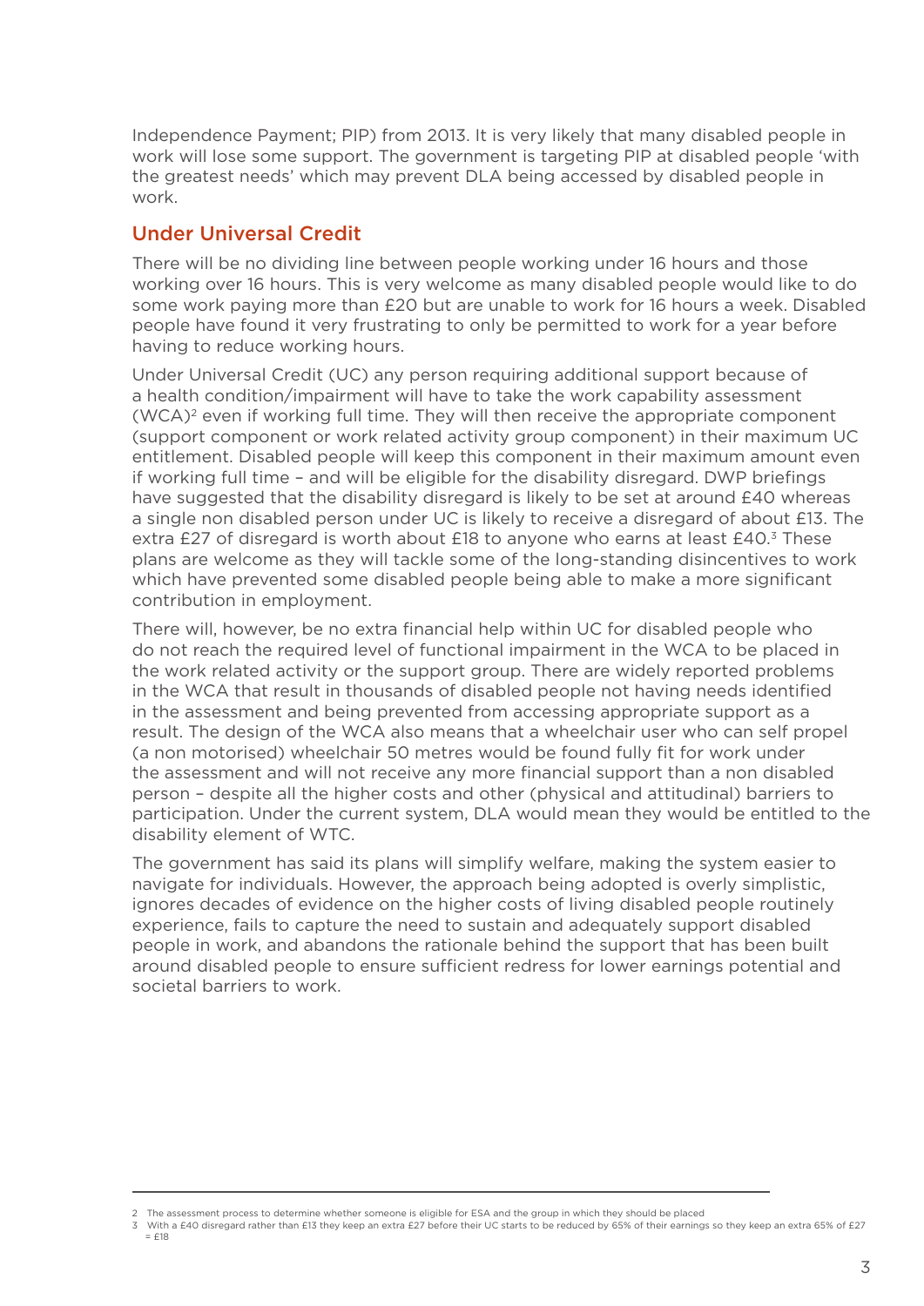Independence Payment; PIP) from 2013. It is very likely that many disabled people in work will lose some support. The government is targeting PIP at disabled people 'with the greatest needs' which may prevent DLA being accessed by disabled people in work.

## Under Universal Credit

There will be no dividing line between people working under 16 hours and those working over 16 hours. This is very welcome as many disabled people would like to do some work paying more than £20 but are unable to work for 16 hours a week. Disabled people have found it very frustrating to only be permitted to work for a year before having to reduce working hours.

Under Universal Credit (UC) any person requiring additional support because of a health condition/impairment will have to take the work capability assessment (WCA)[2] even if working full time. They will then receive the appropriate component (support component or work related activity group component) in their maximum UC entitlement. Disabled people will keep this component in their maximum amount even if working full time – and will be eligible for the disability disregard. DWP briefings have suggested that the disability disregard is likely to be set at around £40 whereas a single non disabled person under UC is likely to receive a disregard of about £13. The extra £27 of disregard is worth about £18 to anyone who earns at least £40.[3] These plans are welcome as they will tackle some of the long-standing disincentives to work which have prevented some disabled people being able to make a more significant contribution in employment.

There will, however, be no extra financial help within UC for disabled people who do not reach the required level of functional impairment in the WCA to be placed in the work related activity or the support group. There are widely reported problems in the WCA that result in thousands of disabled people not having needs identified in the assessment and being prevented from accessing appropriate support as a result. The design of the WCA also means that a wheelchair user who can self propel (a non motorised) wheelchair 50 metres would be found fully fit for work under the assessment and will not receive any more financial support than a non disabled person – despite all the higher costs and other (physical and attitudinal) barriers to participation. Under the current system, DLA would mean they would be entitled to the disability element of WTC.

The government has said its plans will simplify welfare, making the system easier to navigate for individuals. However, the approach being adopted is overly simplistic, ignores decades of evidence on the higher costs of living disabled people routinely experience, fails to capture the need to sustain and adequately support disabled people in work, and abandons the rationale behind the support that has been built around disabled people to ensure sufficient redress for lower earnings potential and societal barriers to work.

---

2 The assessment process to determine whether someone is eligible for ESA and the group in which they should be placed

3 With a £40 disregard rather than £13 they keep an extra £27 before their UC starts to be reduced by 65% of their earnings so they keep an extra 65% of £27 = £18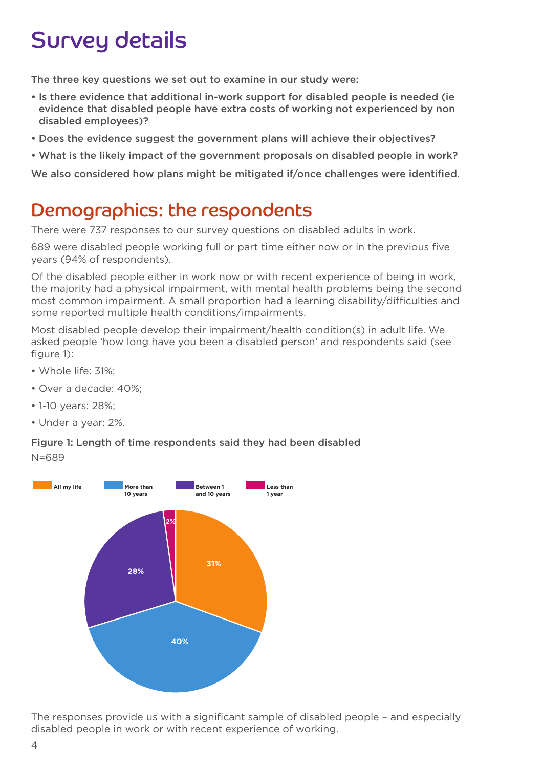# Survey details

The three key questions we set out to examine in our study were:

- Is there evidence that additional in-work support for disabled people is needed (ie evidence that disabled people have extra costs of working not experienced by non disabled employees)?
- Does the evidence suggest the government plans will achieve their objectives?
- What is the likely impact of the government proposals on disabled people in work?

We also considered how plans might be mitigated if/once challenges were identified.

## Demographics: the respondents

There were 737 responses to our survey questions on disabled adults in work.

689 were disabled people working full or part time either now or in the previous five years (94% of respondents).

Of the disabled people either in work now or with recent experience of being in work, the majority had a physical impairment, with mental health problems being the second most common impairment. A small proportion had a learning disability/difficulties and some reported multiple health conditions/impairments.

Most disabled people develop their impairment/health condition(s) in adult life. We asked people 'how long have you been a disabled person' and respondents said (see figure 1):

- Whole life: 31%;
- Over a decade: 40%;
- 1-10 years: 28%;
- Under a year: 2%.

Figure 1: Length of time respondents said they had been disabled
N=689

| All my life | More than 10 years | Between 1 and 10 years | Less than 1 year |
|---|---|---|---|
| 31% | 40% | 28% | 2% |

The responses provide us with a significant sample of disabled people – and especially disabled people in work or with recent experience of working.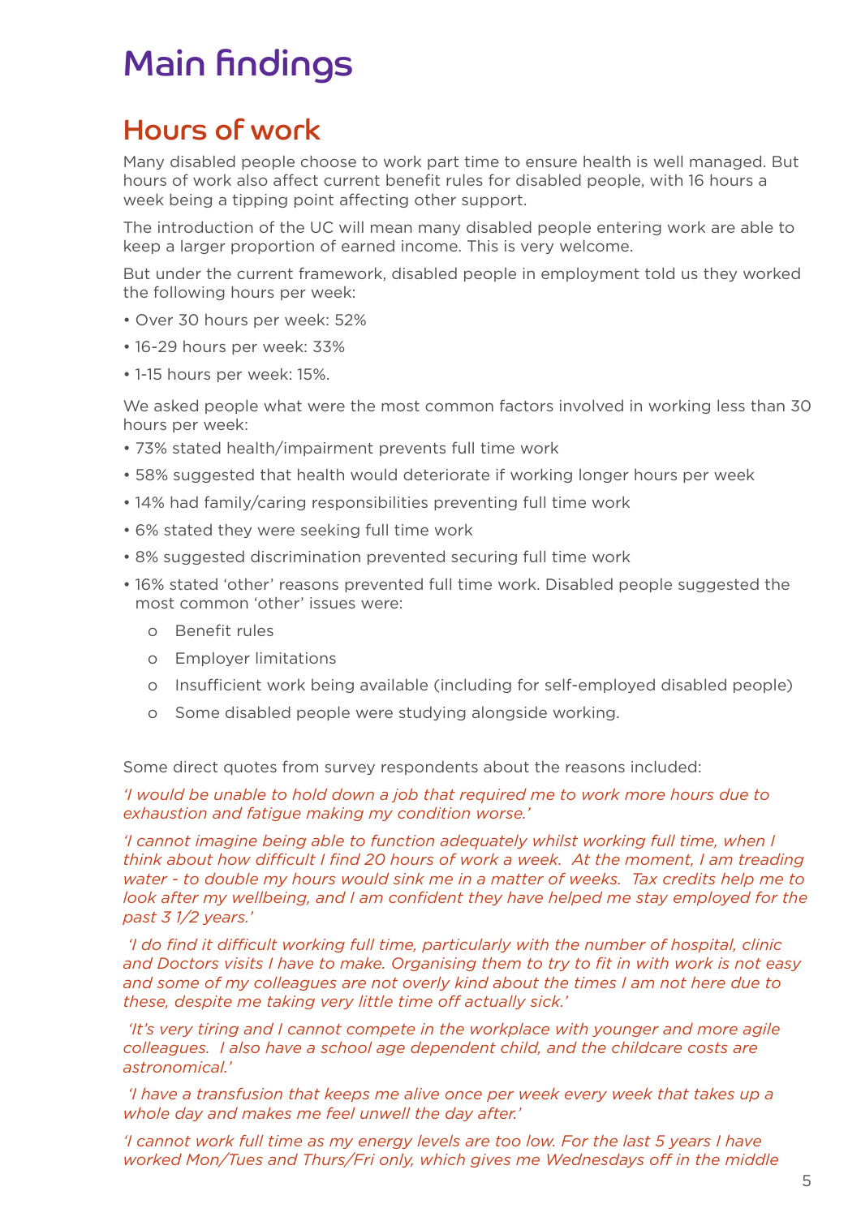# Main findings

## Hours of work

Many disabled people choose to work part time to ensure health is well managed. But hours of work also affect current benefit rules for disabled people, with 16 hours a week being a tipping point affecting other support.

The introduction of the UC will mean many disabled people entering work are able to keep a larger proportion of earned income. This is very welcome.

But under the current framework, disabled people in employment told us they worked the following hours per week:

- Over 30 hours per week: 52%
- 16-29 hours per week: 33%
- 1-15 hours per week: 15%.

We asked people what were the most common factors involved in working less than 30 hours per week:

- 73% stated health/impairment prevents full time work
- 58% suggested that health would deteriorate if working longer hours per week
- 14% had family/caring responsibilities preventing full time work
- 6% stated they were seeking full time work
- 8% suggested discrimination prevented securing full time work
- 16% stated 'other' reasons prevented full time work. Disabled people suggested the most common 'other' issues were:
  - Benefit rules
  - Employer limitations
  - Insufficient work being available (including for self-employed disabled people)
  - Some disabled people were studying alongside working.

Some direct quotes from survey respondents about the reasons included:

*'I would be unable to hold down a job that required me to work more hours due to exhaustion and fatigue making my condition worse.'*

*'I cannot imagine being able to function adequately whilst working full time, when I think about how difficult I find 20 hours of work a week. At the moment, I am treading water - to double my hours would sink me in a matter of weeks. Tax credits help me to look after my wellbeing, and I am confident they have helped me stay employed for the past 3 1/2 years.'*

*'I do find it difficult working full time, particularly with the number of hospital, clinic and Doctors visits I have to make. Organising them to try to fit in with work is not easy and some of my colleagues are not overly kind about the times I am not here due to these, despite me taking very little time off actually sick.'*

*'It's very tiring and I cannot compete in the workplace with younger and more agile colleagues. I also have a school age dependent child, and the childcare costs are astronomical.'*

*'I have a transfusion that keeps me alive once per week every week that takes up a whole day and makes me feel unwell the day after.'*

*'I cannot work full time as my energy levels are too low. For the last 5 years I have worked Mon/Tues and Thurs/Fri only, which gives me Wednesdays off in the middle*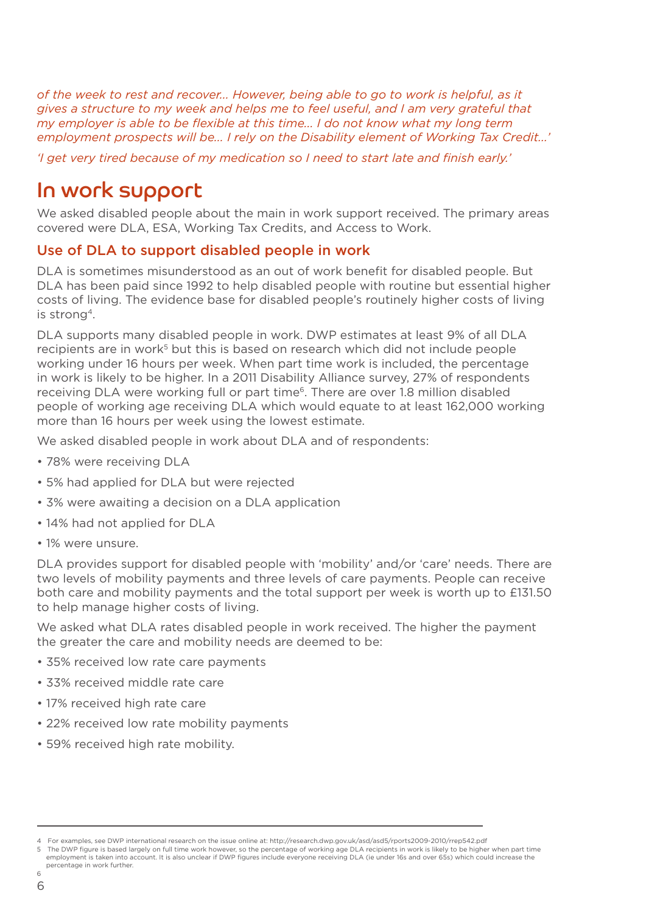*of the week to rest and recover... However, being able to go to work is helpful, as it gives a structure to my week and helps me to feel useful, and I am very grateful that my employer is able to be flexible at this time... I do not know what my long term employment prospects will be... I rely on the Disability element of Working Tax Credit...'*

*'I get very tired because of my medication so I need to start late and finish early.'*

## In work support

We asked disabled people about the main in work support received. The primary areas covered were DLA, ESA, Working Tax Credits, and Access to Work.

### Use of DLA to support disabled people in work

DLA is sometimes misunderstood as an out of work benefit for disabled people. But DLA has been paid since 1992 to help disabled people with routine but essential higher costs of living. The evidence base for disabled people's routinely higher costs of living is strong[4].

DLA supports many disabled people in work. DWP estimates at least 9% of all DLA recipients are in work[5] but this is based on research which did not include people working under 16 hours per week. When part time work is included, the percentage in work is likely to be higher. In a 2011 Disability Alliance survey, 27% of respondents receiving DLA were working full or part time[6]. There are over 1.8 million disabled people of working age receiving DLA which would equate to at least 162,000 working more than 16 hours per week using the lowest estimate.

We asked disabled people in work about DLA and of respondents:

- 78% were receiving DLA
- 5% had applied for DLA but were rejected
- 3% were awaiting a decision on a DLA application
- 14% had not applied for DLA
- 1% were unsure.

DLA provides support for disabled people with 'mobility' and/or 'care' needs. There are two levels of mobility payments and three levels of care payments. People can receive both care and mobility payments and the total support per week is worth up to £131.50 to help manage higher costs of living.

We asked what DLA rates disabled people in work received. The higher the payment the greater the care and mobility needs are deemed to be:

- 35% received low rate care payments
- 33% received middle rate care
- 17% received high rate care
- 22% received low rate mobility payments
- 59% received high rate mobility.

---

4 For examples, see DWP international research on the issue online at: http://research.dwp.gov.uk/asd/asd5/rports2009-2010/rrep542.pdf

5 The DWP figure is based largely on full time work however, so the percentage of working age DLA recipients in work is likely to be higher when part time employment is taken into account. It is also unclear if DWP figures include everyone receiving DLA (ie under 16s and over 65s) which could increase the percentage in work further.

6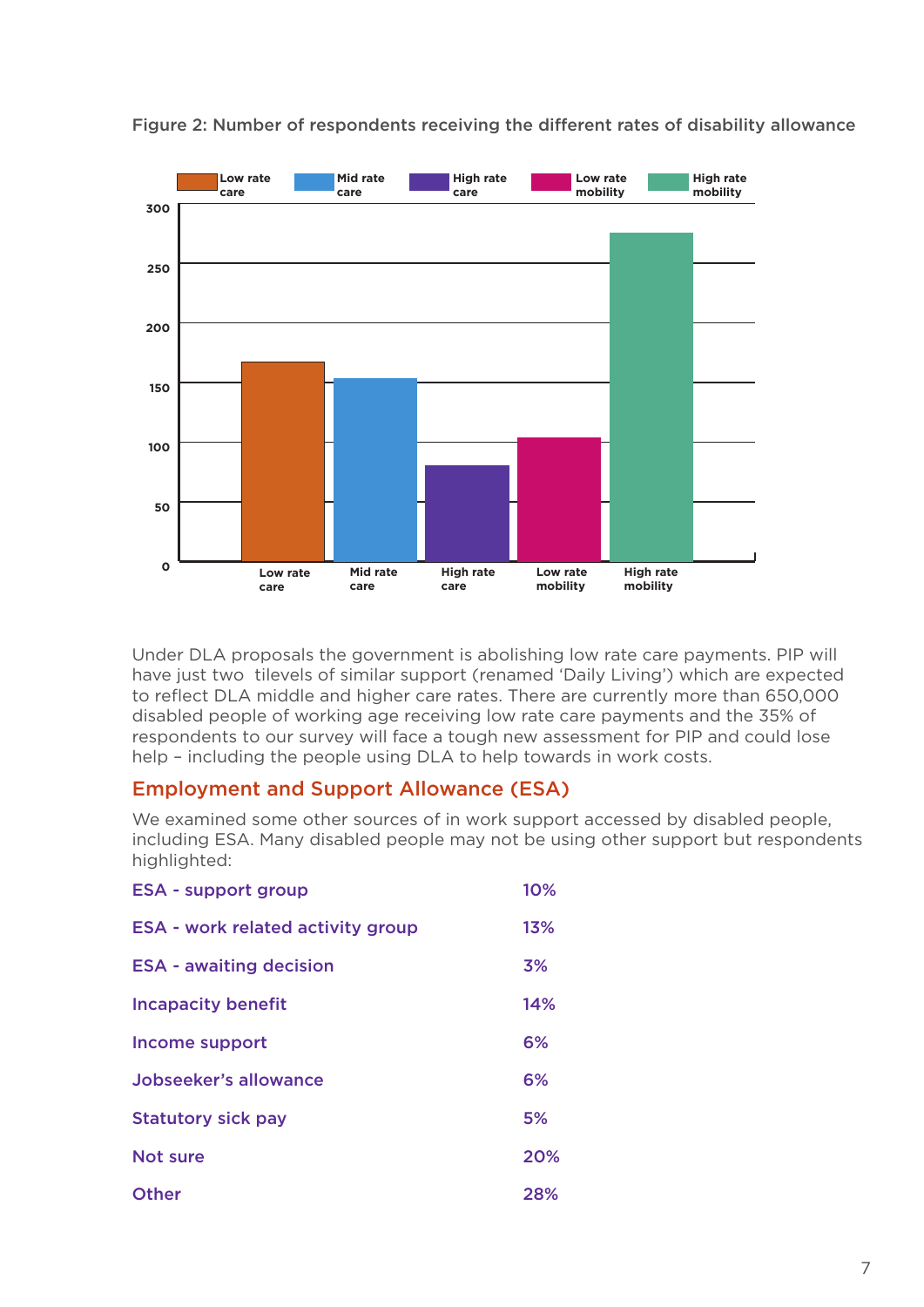Figure 2: Number of respondents receiving the different rates of disability allowance

Under DLA proposals the government is abolishing low rate care payments. PIP will have just two tilevels of similar support (renamed 'Daily Living') which are expected to reflect DLA middle and higher care rates. There are currently more than 650,000 disabled people of working age receiving low rate care payments and the 35% of respondents to our survey will face a tough new assessment for PIP and could lose help – including the people using DLA to help towards in work costs.

## Employment and Support Allowance (ESA)

We examined some other sources of in work support accessed by disabled people, including ESA. Many disabled people may not be using other support but respondents highlighted:

| | |
|---|---|
| ESA - support group | 10% |
| ESA - work related activity group | 13% |
| ESA - awaiting decision | 3% |
| Incapacity benefit | 14% |
| Income support | 6% |
| Jobseeker's allowance | 6% |
| Statutory sick pay | 5% |
| Not sure | 20% |
| Other | 28% |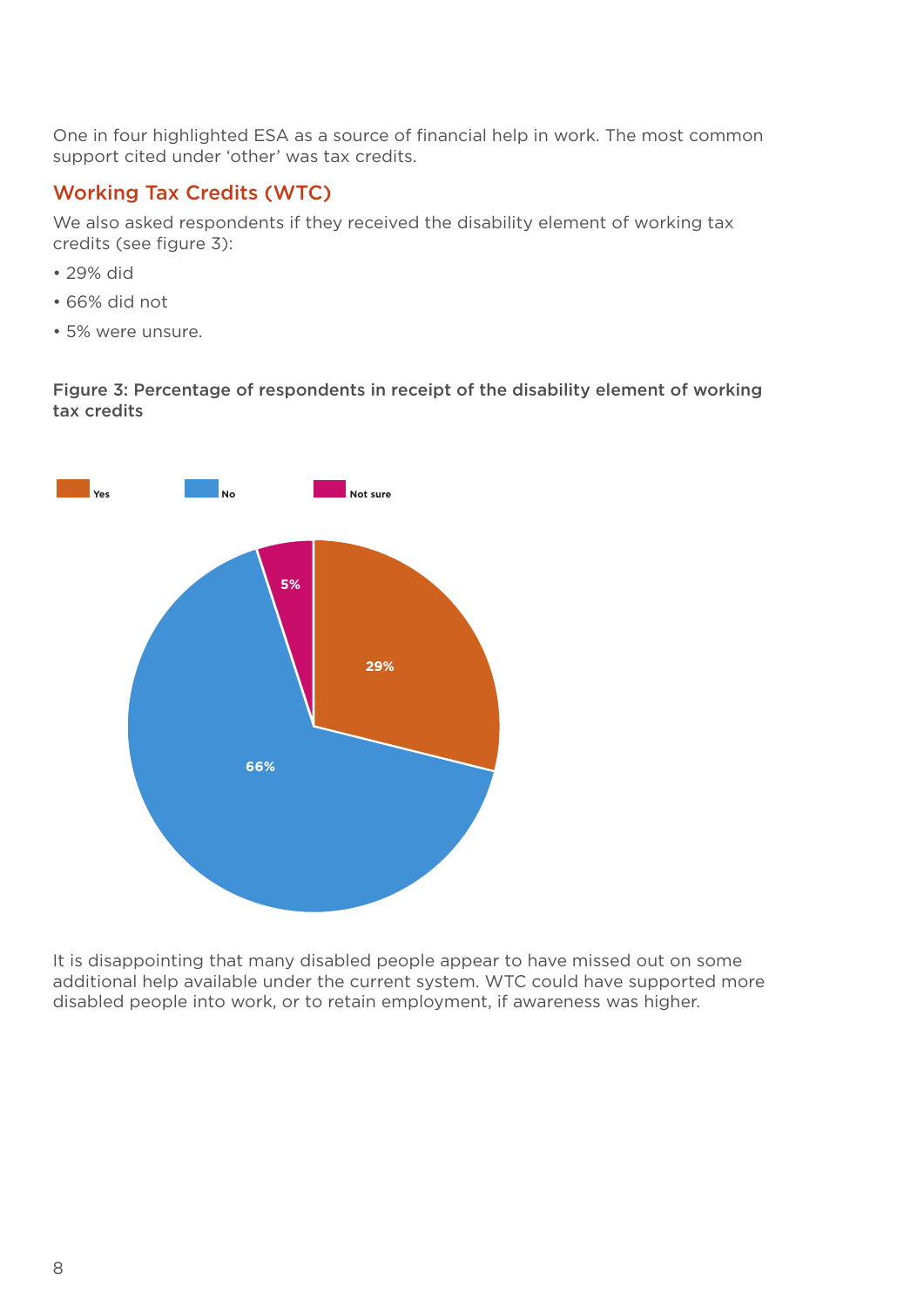One in four highlighted ESA as a source of financial help in work. The most common support cited under 'other' was tax credits.

## Working Tax Credits (WTC)

We also asked respondents if they received the disability element of working tax credits (see figure 3):

- 29% did
- 66% did not
- 5% were unsure.

**Figure 3: Percentage of respondents in receipt of the disability element of working tax credits**

It is disappointing that many disabled people appear to have missed out on some additional help available under the current system. WTC could have supported more disabled people into work, or to retain employment, if awareness was higher.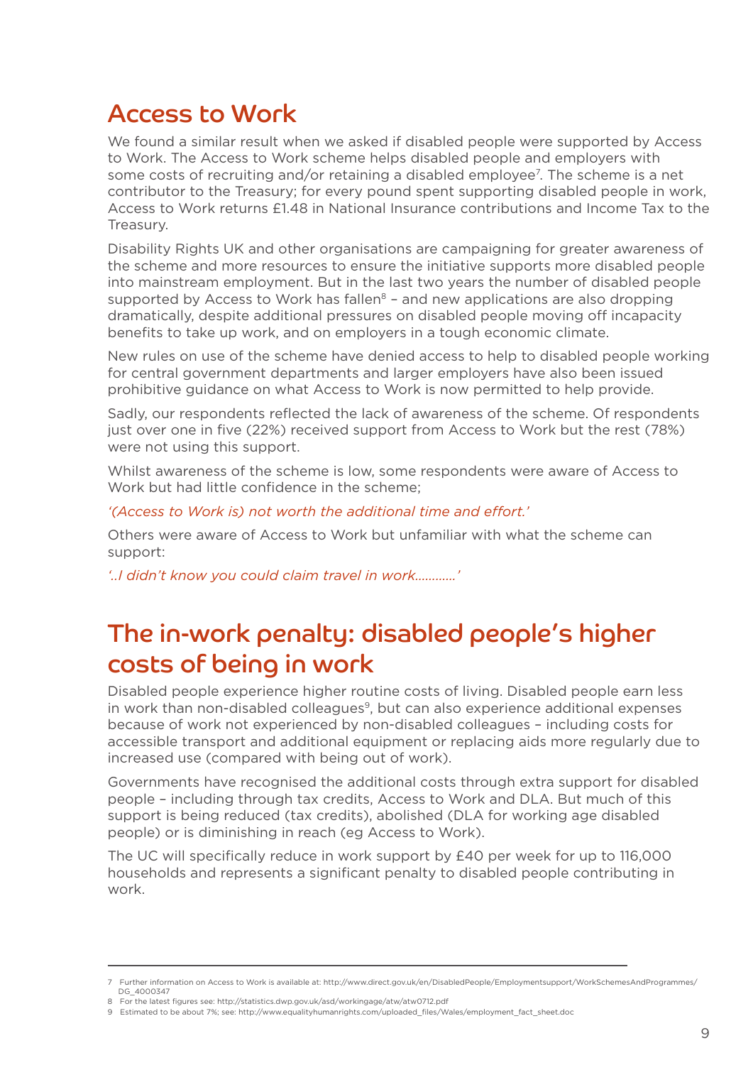## Access to Work

We found a similar result when we asked if disabled people were supported by Access to Work. The Access to Work scheme helps disabled people and employers with some costs of recruiting and/or retaining a disabled employee[7]. The scheme is a net contributor to the Treasury; for every pound spent supporting disabled people in work, Access to Work returns £1.48 in National Insurance contributions and Income Tax to the Treasury.

Disability Rights UK and other organisations are campaigning for greater awareness of the scheme and more resources to ensure the initiative supports more disabled people into mainstream employment. But in the last two years the number of disabled people supported by Access to Work has fallen[8] – and new applications are also dropping dramatically, despite additional pressures on disabled people moving off incapacity benefits to take up work, and on employers in a tough economic climate.

New rules on use of the scheme have denied access to help to disabled people working for central government departments and larger employers have also been issued prohibitive guidance on what Access to Work is now permitted to help provide.

Sadly, our respondents reflected the lack of awareness of the scheme. Of respondents just over one in five (22%) received support from Access to Work but the rest (78%) were not using this support.

Whilst awareness of the scheme is low, some respondents were aware of Access to Work but had little confidence in the scheme;

*'(Access to Work is) not worth the additional time and effort.'*

Others were aware of Access to Work but unfamiliar with what the scheme can support:

*'..I didn't know you could claim travel in work…………'*

## The in-work penalty: disabled people's higher costs of being in work

Disabled people experience higher routine costs of living. Disabled people earn less in work than non-disabled colleagues[9], but can also experience additional expenses because of work not experienced by non-disabled colleagues – including costs for accessible transport and additional equipment or replacing aids more regularly due to increased use (compared with being out of work).

Governments have recognised the additional costs through extra support for disabled people – including through tax credits, Access to Work and DLA. But much of this support is being reduced (tax credits), abolished (DLA for working age disabled people) or is diminishing in reach (eg Access to Work).

The UC will specifically reduce in work support by £40 per week for up to 116,000 households and represents a significant penalty to disabled people contributing in work.

---

7 Further information on Access to Work is available at: http://www.direct.gov.uk/en/DisabledPeople/Employmentsupport/WorkSchemesAndProgrammes/DG_4000347

8 For the latest figures see: http://statistics.dwp.gov.uk/asd/workingage/atw/atw0712.pdf

9 Estimated to be about 7%; see: http://www.equalityhumanrights.com/uploaded_files/Wales/employment_fact_sheet.doc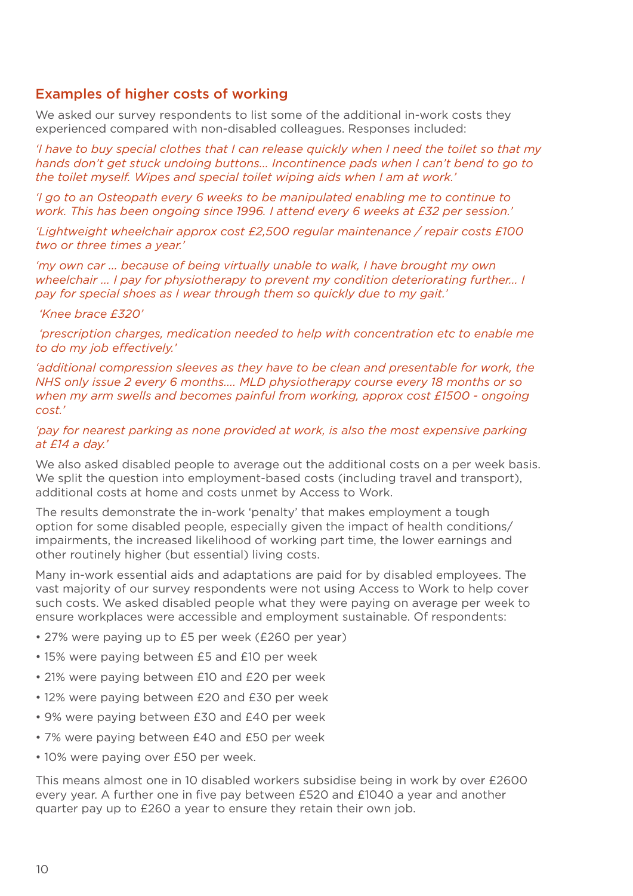## Examples of higher costs of working

We asked our survey respondents to list some of the additional in-work costs they experienced compared with non-disabled colleagues. Responses included:

*'I have to buy special clothes that I can release quickly when I need the toilet so that my hands don't get stuck undoing buttons… Incontinence pads when I can't bend to go to the toilet myself. Wipes and special toilet wiping aids when I am at work.'*

*'I go to an Osteopath every 6 weeks to be manipulated enabling me to continue to work. This has been ongoing since 1996. I attend every 6 weeks at £32 per session.'*

*'Lightweight wheelchair approx cost £2,500 regular maintenance / repair costs £100 two or three times a year.'*

*'my own car … because of being virtually unable to walk, I have brought my own wheelchair … I pay for physiotherapy to prevent my condition deteriorating further… I pay for special shoes as I wear through them so quickly due to my gait.'*

*'Knee brace £320'*

*'prescription charges, medication needed to help with concentration etc to enable me to do my job effectively.'*

*'additional compression sleeves as they have to be clean and presentable for work, the NHS only issue 2 every 6 months…. MLD physiotherapy course every 18 months or so when my arm swells and becomes painful from working, approx cost £1500 - ongoing cost.'*

*'pay for nearest parking as none provided at work, is also the most expensive parking at £14 a day.'*

We also asked disabled people to average out the additional costs on a per week basis. We split the question into employment-based costs (including travel and transport), additional costs at home and costs unmet by Access to Work.

The results demonstrate the in-work 'penalty' that makes employment a tough option for some disabled people, especially given the impact of health conditions/ impairments, the increased likelihood of working part time, the lower earnings and other routinely higher (but essential) living costs.

Many in-work essential aids and adaptations are paid for by disabled employees. The vast majority of our survey respondents were not using Access to Work to help cover such costs. We asked disabled people what they were paying on average per week to ensure workplaces were accessible and employment sustainable. Of respondents:

- 27% were paying up to £5 per week (£260 per year)
- 15% were paying between £5 and £10 per week
- 21% were paying between £10 and £20 per week
- 12% were paying between £20 and £30 per week
- 9% were paying between £30 and £40 per week
- 7% were paying between £40 and £50 per week
- 10% were paying over £50 per week.

This means almost one in 10 disabled workers subsidise being in work by over £2600 every year. A further one in five pay between £520 and £1040 a year and another quarter pay up to £260 a year to ensure they retain their own job.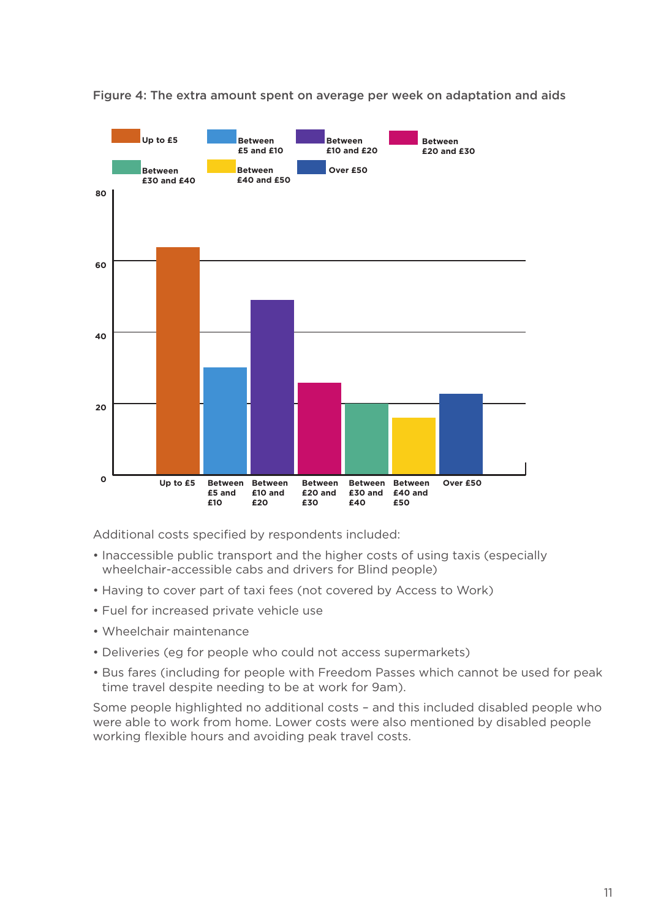Figure 4: The extra amount spent on average per week on adaptation and aids

Additional costs specified by respondents included:

- Inaccessible public transport and the higher costs of using taxis (especially wheelchair-accessible cabs and drivers for Blind people)
- Having to cover part of taxi fees (not covered by Access to Work)
- Fuel for increased private vehicle use
- Wheelchair maintenance
- Deliveries (eg for people who could not access supermarkets)
- Bus fares (including for people with Freedom Passes which cannot be used for peak time travel despite needing to be at work for 9am).

Some people highlighted no additional costs – and this included disabled people who were able to work from home. Lower costs were also mentioned by disabled people working flexible hours and avoiding peak travel costs.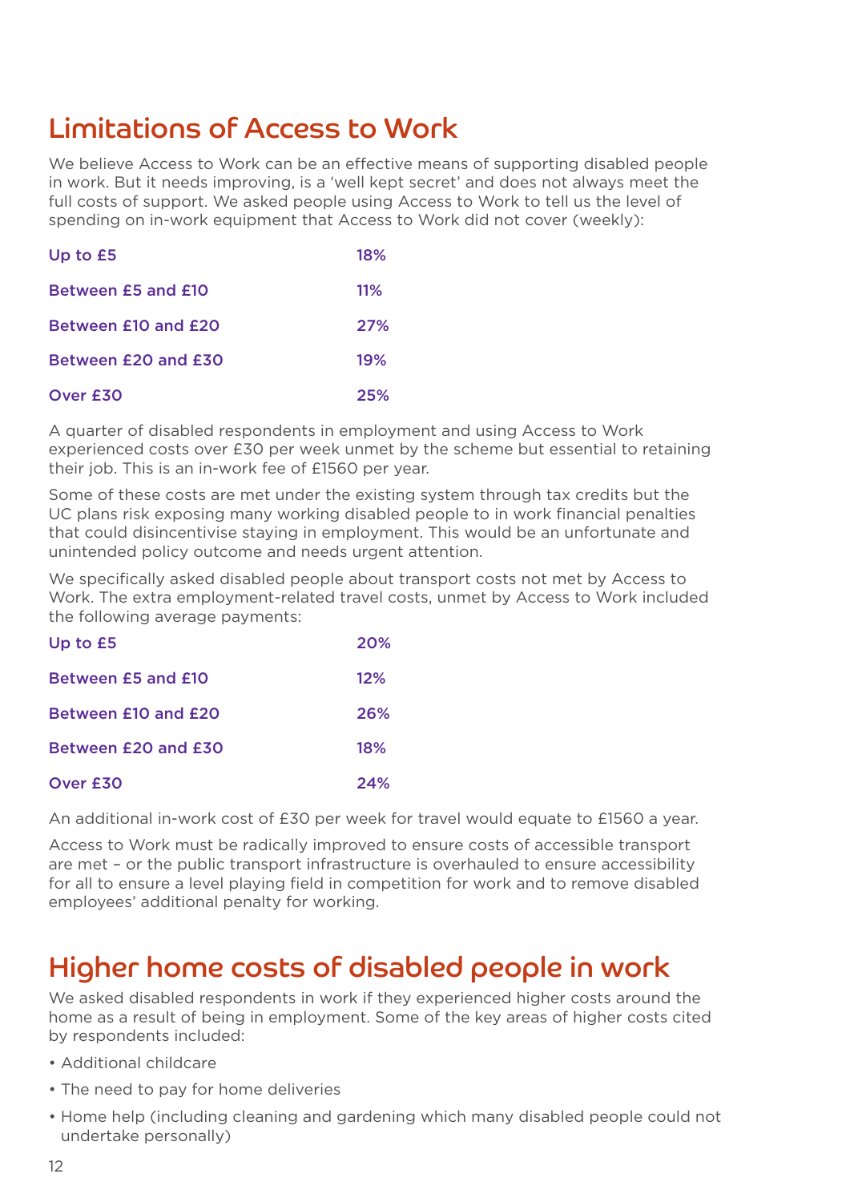## Limitations of Access to Work

We believe Access to Work can be an effective means of supporting disabled people in work. But it needs improving, is a 'well kept secret' and does not always meet the full costs of support. We asked people using Access to Work to tell us the level of spending on in-work equipment that Access to Work did not cover (weekly):

| | |
|---|---|
| **Up to £5** | **18%** |
| **Between £5 and £10** | **11%** |
| **Between £10 and £20** | **27%** |
| **Between £20 and £30** | **19%** |
| **Over £30** | **25%** |

A quarter of disabled respondents in employment and using Access to Work experienced costs over £30 per week unmet by the scheme but essential to retaining their job. This is an in-work fee of £1560 per year.

Some of these costs are met under the existing system through tax credits but the UC plans risk exposing many working disabled people to in work financial penalties that could disincentivise staying in employment. This would be an unfortunate and unintended policy outcome and needs urgent attention.

We specifically asked disabled people about transport costs not met by Access to Work. The extra employment-related travel costs, unmet by Access to Work included the following average payments:

| | |
|---|---|
| **Up to £5** | **20%** |
| **Between £5 and £10** | **12%** |
| **Between £10 and £20** | **26%** |
| **Between £20 and £30** | **18%** |
| **Over £30** | **24%** |

An additional in-work cost of £30 per week for travel would equate to £1560 a year.

Access to Work must be radically improved to ensure costs of accessible transport are met – or the public transport infrastructure is overhauled to ensure accessibility for all to ensure a level playing field in competition for work and to remove disabled employees' additional penalty for working.

## Higher home costs of disabled people in work

We asked disabled respondents in work if they experienced higher costs around the home as a result of being in employment. Some of the key areas of higher costs cited by respondents included:

- Additional childcare
- The need to pay for home deliveries
- Home help (including cleaning and gardening which many disabled people could not undertake personally)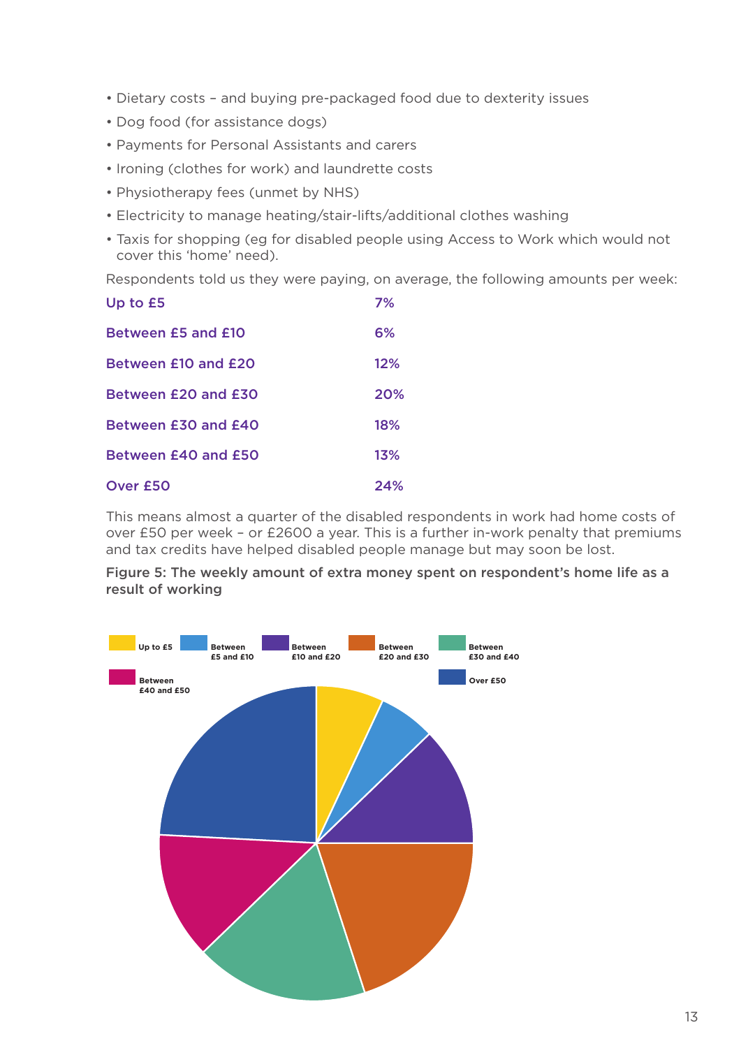- Dietary costs – and buying pre-packaged food due to dexterity issues
- Dog food (for assistance dogs)
- Payments for Personal Assistants and carers
- Ironing (clothes for work) and laundrette costs
- Physiotherapy fees (unmet by NHS)
- Electricity to manage heating/stair-lifts/additional clothes washing
- Taxis for shopping (eg for disabled people using Access to Work which would not cover this 'home' need).

Respondents told us they were paying, on average, the following amounts per week:

| | |
|---|---|
| Up to £5 | 7% |
| Between £5 and £10 | 6% |
| Between £10 and £20 | 12% |
| Between £20 and £30 | 20% |
| Between £30 and £40 | 18% |
| Between £40 and £50 | 13% |
| Over £50 | 24% |

This means almost a quarter of the disabled respondents in work had home costs of over £50 per week – or £2600 a year. This is a further in-work penalty that premiums and tax credits have helped disabled people manage but may soon be lost.

**Figure 5: The weekly amount of extra money spent on respondent's home life as a result of working**

Up to £5 | Between £5 and £10 | Between £10 and £20 | Between £20 and £30 | Between £30 and £40 | Between £40 and £50 | Over £50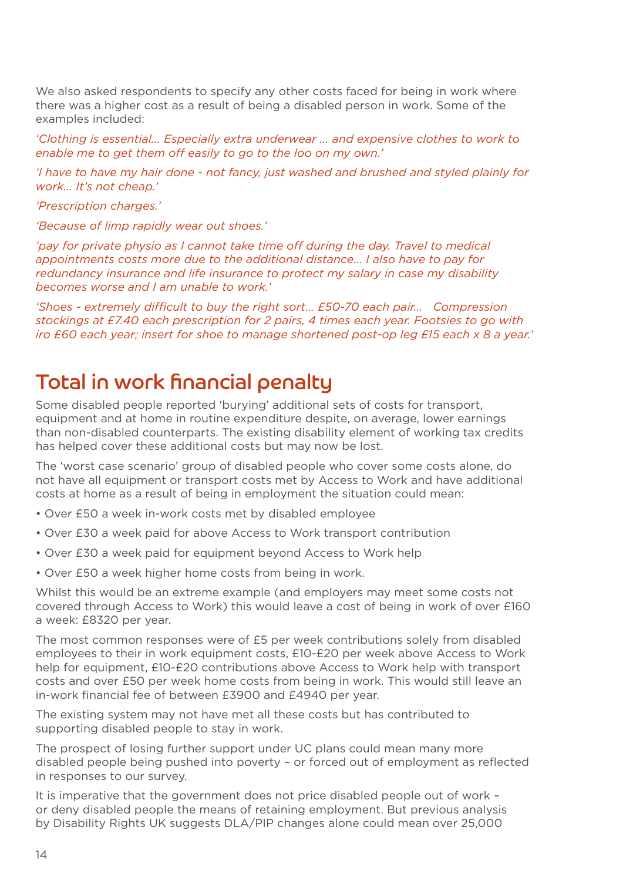We also asked respondents to specify any other costs faced for being in work where there was a higher cost as a result of being a disabled person in work. Some of the examples included:

*'Clothing is essential... Especially extra underwear ... and expensive clothes to work to enable me to get them off easily to go to the loo on my own.'*

*'I have to have my hair done - not fancy, just washed and brushed and styled plainly for work... It's not cheap.'*

*'Prescription charges.'*

*'Because of limp rapidly wear out shoes.'*

*'pay for private physio as I cannot take time off during the day. Travel to medical appointments costs more due to the additional distance... I also have to pay for redundancy insurance and life insurance to protect my salary in case my disability becomes worse and I am unable to work.'*

*'Shoes - extremely difficult to buy the right sort... £50-70 each pair... Compression stockings at £7.40 each prescription for 2 pairs, 4 times each year. Footsies to go with iro £60 each year; insert for shoe to manage shortened post-op leg £15 each x 8 a year.'*

## Total in work financial penalty

Some disabled people reported 'burying' additional sets of costs for transport, equipment and at home in routine expenditure despite, on average, lower earnings than non-disabled counterparts. The existing disability element of working tax credits has helped cover these additional costs but may now be lost.

The 'worst case scenario' group of disabled people who cover some costs alone, do not have all equipment or transport costs met by Access to Work and have additional costs at home as a result of being in employment the situation could mean:

- Over £50 a week in-work costs met by disabled employee
- Over £30 a week paid for above Access to Work transport contribution
- Over £30 a week paid for equipment beyond Access to Work help
- Over £50 a week higher home costs from being in work.

Whilst this would be an extreme example (and employers may meet some costs not covered through Access to Work) this would leave a cost of being in work of over £160 a week: £8320 per year.

The most common responses were of £5 per week contributions solely from disabled employees to their in work equipment costs, £10-£20 per week above Access to Work help for equipment, £10-£20 contributions above Access to Work help with transport costs and over £50 per week home costs from being in work. This would still leave an in-work financial fee of between £3900 and £4940 per year.

The existing system may not have met all these costs but has contributed to supporting disabled people to stay in work.

The prospect of losing further support under UC plans could mean many more disabled people being pushed into poverty – or forced out of employment as reflected in responses to our survey.

It is imperative that the government does not price disabled people out of work – or deny disabled people the means of retaining employment. But previous analysis by Disability Rights UK suggests DLA/PIP changes alone could mean over 25,000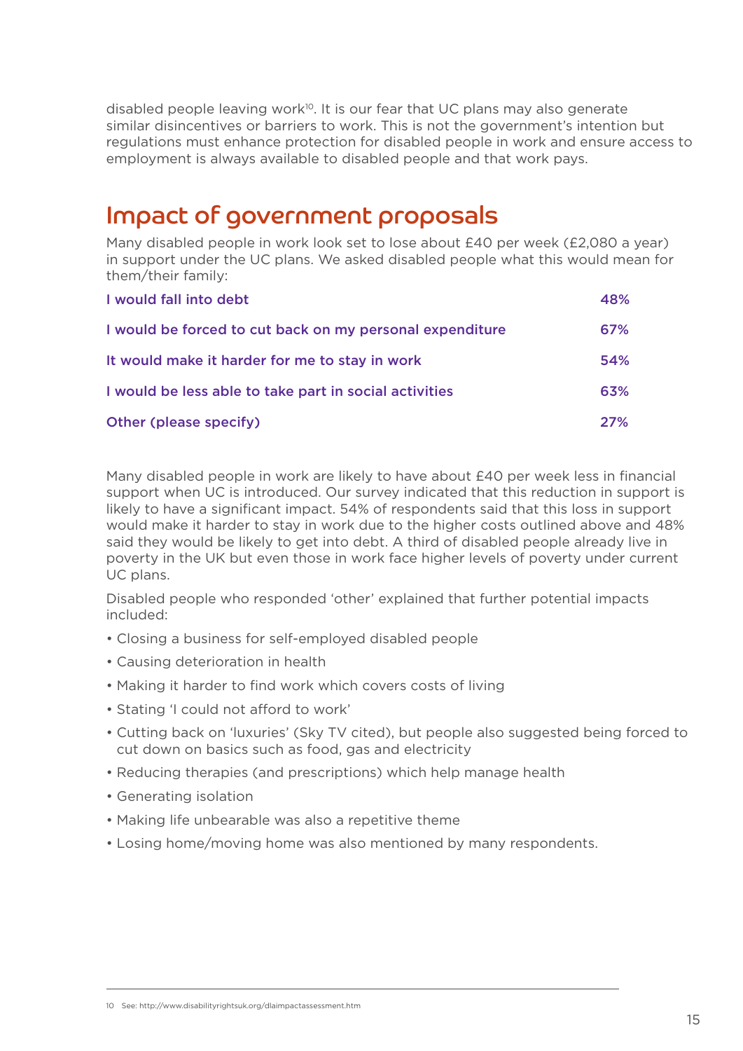disabled people leaving work[10]. It is our fear that UC plans may also generate similar disincentives or barriers to work. This is not the government's intention but regulations must enhance protection for disabled people in work and ensure access to employment is always available to disabled people and that work pays.

## Impact of government proposals

Many disabled people in work look set to lose about £40 per week (£2,080 a year) in support under the UC plans. We asked disabled people what this would mean for them/their family:

| | |
|---|---|
| I would fall into debt | 48% |
| I would be forced to cut back on my personal expenditure | 67% |
| It would make it harder for me to stay in work | 54% |
| I would be less able to take part in social activities | 63% |
| Other (please specify) | 27% |

Many disabled people in work are likely to have about £40 per week less in financial support when UC is introduced. Our survey indicated that this reduction in support is likely to have a significant impact. 54% of respondents said that this loss in support would make it harder to stay in work due to the higher costs outlined above and 48% said they would be likely to get into debt. A third of disabled people already live in poverty in the UK but even those in work face higher levels of poverty under current UC plans.

Disabled people who responded 'other' explained that further potential impacts included:

- Closing a business for self-employed disabled people
- Causing deterioration in health
- Making it harder to find work which covers costs of living
- Stating 'I could not afford to work'
- Cutting back on 'luxuries' (Sky TV cited), but people also suggested being forced to cut down on basics such as food, gas and electricity
- Reducing therapies (and prescriptions) which help manage health
- Generating isolation
- Making life unbearable was also a repetitive theme
- Losing home/moving home was also mentioned by many respondents.

---

10 See: http://www.disabilityrightsuk.org/dlaimpactassessment.htm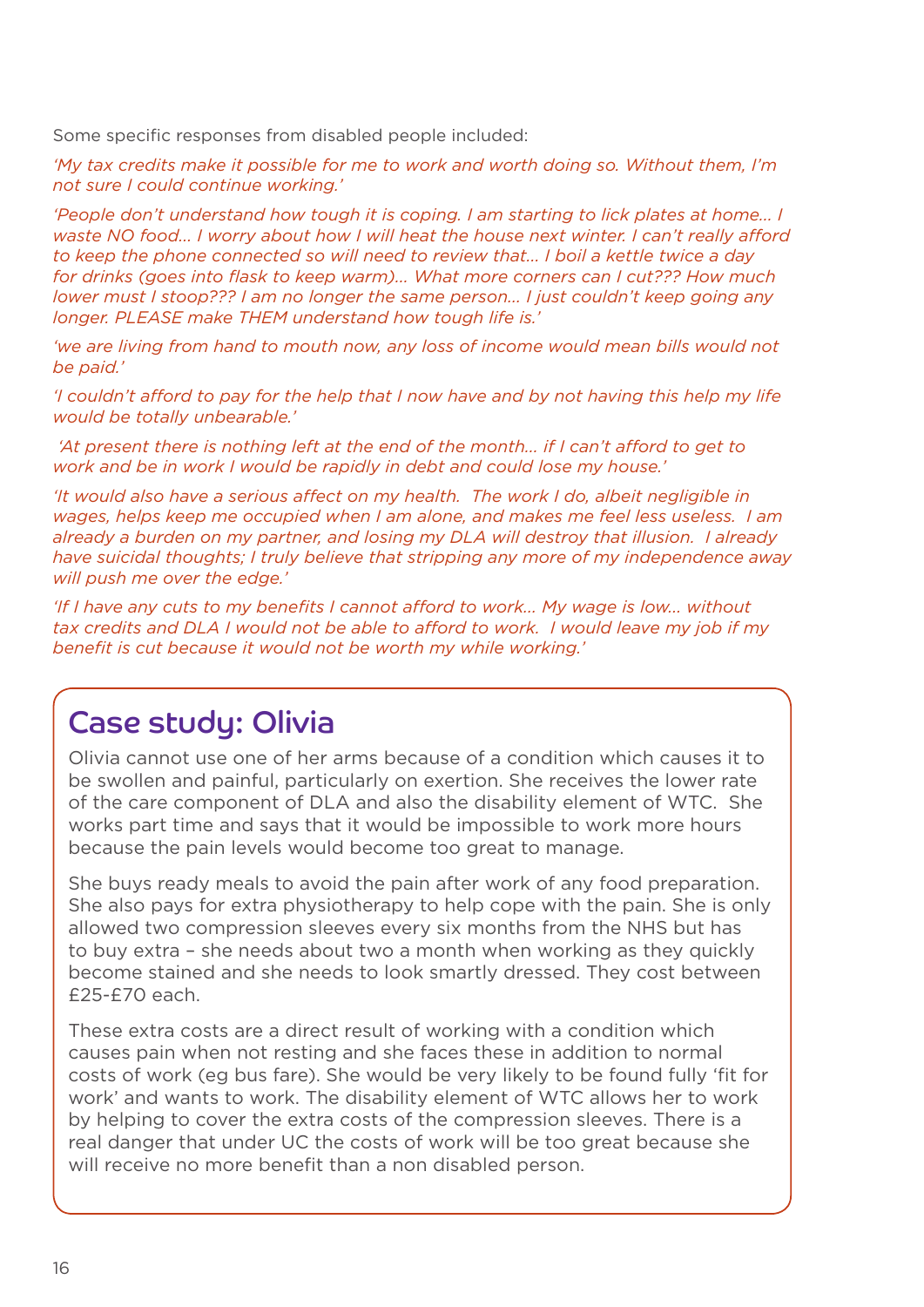Some specific responses from disabled people included:

*'My tax credits make it possible for me to work and worth doing so. Without them, I'm not sure I could continue working.'*

*'People don't understand how tough it is coping. I am starting to lick plates at home… I waste NO food… I worry about how I will heat the house next winter. I can't really afford to keep the phone connected so will need to review that… I boil a kettle twice a day for drinks (goes into flask to keep warm)… What more corners can I cut??? How much lower must I stoop??? I am no longer the same person… I just couldn't keep going any longer. PLEASE make THEM understand how tough life is.'*

*'we are living from hand to mouth now, any loss of income would mean bills would not be paid.'*

*'I couldn't afford to pay for the help that I now have and by not having this help my life would be totally unbearable.'*

*'At present there is nothing left at the end of the month… if I can't afford to get to work and be in work I would be rapidly in debt and could lose my house.'*

*'It would also have a serious affect on my health. The work I do, albeit negligible in wages, helps keep me occupied when I am alone, and makes me feel less useless. I am already a burden on my partner, and losing my DLA will destroy that illusion. I already have suicidal thoughts; I truly believe that stripping any more of my independence away will push me over the edge.'*

*'If I have any cuts to my benefits I cannot afford to work… My wage is low… without tax credits and DLA I would not be able to afford to work. I would leave my job if my benefit is cut because it would not be worth my while working.'*

## Case study: Olivia

Olivia cannot use one of her arms because of a condition which causes it to be swollen and painful, particularly on exertion. She receives the lower rate of the care component of DLA and also the disability element of WTC. She works part time and says that it would be impossible to work more hours because the pain levels would become too great to manage.

She buys ready meals to avoid the pain after work of any food preparation. She also pays for extra physiotherapy to help cope with the pain. She is only allowed two compression sleeves every six months from the NHS but has to buy extra – she needs about two a month when working as they quickly become stained and she needs to look smartly dressed. They cost between £25-£70 each.

These extra costs are a direct result of working with a condition which causes pain when not resting and she faces these in addition to normal costs of work (eg bus fare). She would be very likely to be found fully 'fit for work' and wants to work. The disability element of WTC allows her to work by helping to cover the extra costs of the compression sleeves. There is a real danger that under UC the costs of work will be too great because she will receive no more benefit than a non disabled person.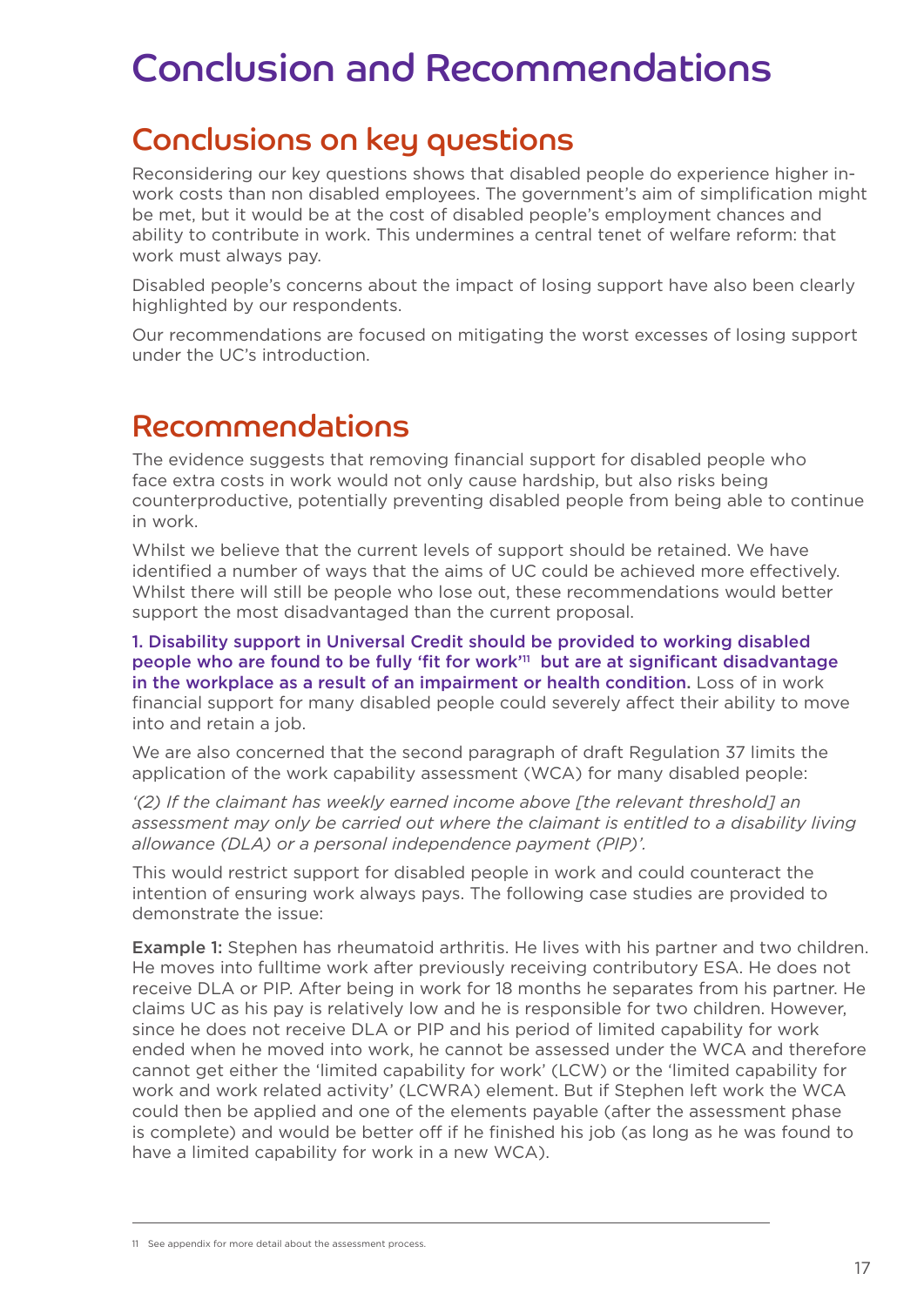# Conclusion and Recommendations

## Conclusions on key questions

Reconsidering our key questions shows that disabled people do experience higher in-work costs than non disabled employees. The government's aim of simplification might be met, but it would be at the cost of disabled people's employment chances and ability to contribute in work. This undermines a central tenet of welfare reform: that work must always pay.

Disabled people's concerns about the impact of losing support have also been clearly highlighted by our respondents.

Our recommendations are focused on mitigating the worst excesses of losing support under the UC's introduction.

## Recommendations

The evidence suggests that removing financial support for disabled people who face extra costs in work would not only cause hardship, but also risks being counterproductive, potentially preventing disabled people from being able to continue in work.

Whilst we believe that the current levels of support should be retained. We have identified a number of ways that the aims of UC could be achieved more effectively. Whilst there will still be people who lose out, these recommendations would better support the most disadvantaged than the current proposal.

**1. Disability support in Universal Credit should be provided to working disabled people who are found to be fully 'fit for work'[11] but are at significant disadvantage in the workplace as a result of an impairment or health condition.** Loss of in work financial support for many disabled people could severely affect their ability to move into and retain a job.

We are also concerned that the second paragraph of draft Regulation 37 limits the application of the work capability assessment (WCA) for many disabled people:

*'(2) If the claimant has weekly earned income above [the relevant threshold] an assessment may only be carried out where the claimant is entitled to a disability living allowance (DLA) or a personal independence payment (PIP)'.*

This would restrict support for disabled people in work and could counteract the intention of ensuring work always pays. The following case studies are provided to demonstrate the issue:

**Example 1:** Stephen has rheumatoid arthritis. He lives with his partner and two children. He moves into fulltime work after previously receiving contributory ESA. He does not receive DLA or PIP. After being in work for 18 months he separates from his partner. He claims UC as his pay is relatively low and he is responsible for two children. However, since he does not receive DLA or PIP and his period of limited capability for work ended when he moved into work, he cannot be assessed under the WCA and therefore cannot get either the 'limited capability for work' (LCW) or the 'limited capability for work and work related activity' (LCWRA) element. But if Stephen left work the WCA could then be applied and one of the elements payable (after the assessment phase is complete) and would be better off if he finished his job (as long as he was found to have a limited capability for work in a new WCA).

---

11 See appendix for more detail about the assessment process.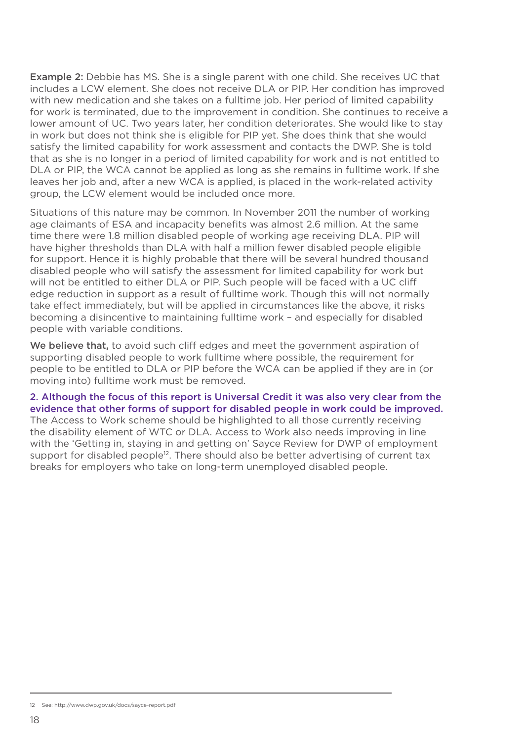**Example 2:** Debbie has MS. She is a single parent with one child. She receives UC that includes a LCW element. She does not receive DLA or PIP. Her condition has improved with new medication and she takes on a fulltime job. Her period of limited capability for work is terminated, due to the improvement in condition. She continues to receive a lower amount of UC. Two years later, her condition deteriorates. She would like to stay in work but does not think she is eligible for PIP yet. She does think that she would satisfy the limited capability for work assessment and contacts the DWP. She is told that as she is no longer in a period of limited capability for work and is not entitled to DLA or PIP, the WCA cannot be applied as long as she remains in fulltime work. If she leaves her job and, after a new WCA is applied, is placed in the work-related activity group, the LCW element would be included once more.

Situations of this nature may be common. In November 2011 the number of working age claimants of ESA and incapacity benefits was almost 2.6 million. At the same time there were 1.8 million disabled people of working age receiving DLA. PIP will have higher thresholds than DLA with half a million fewer disabled people eligible for support. Hence it is highly probable that there will be several hundred thousand disabled people who will satisfy the assessment for limited capability for work but will not be entitled to either DLA or PIP. Such people will be faced with a UC cliff edge reduction in support as a result of fulltime work. Though this will not normally take effect immediately, but will be applied in circumstances like the above, it risks becoming a disincentive to maintaining fulltime work – and especially for disabled people with variable conditions.

**We believe that,** to avoid such cliff edges and meet the government aspiration of supporting disabled people to work fulltime where possible, the requirement for people to be entitled to DLA or PIP before the WCA can be applied if they are in (or moving into) fulltime work must be removed.

**2. Although the focus of this report is Universal Credit it was also very clear from the evidence that other forms of support for disabled people in work could be improved.**
The Access to Work scheme should be highlighted to all those currently receiving the disability element of WTC or DLA. Access to Work also needs improving in line with the 'Getting in, staying in and getting on' Sayce Review for DWP of employment support for disabled people[12]. There should also be better advertising of current tax breaks for employers who take on long-term unemployed disabled people.

12 See: http://www.dwp.gov.uk/docs/sayce-report.pdf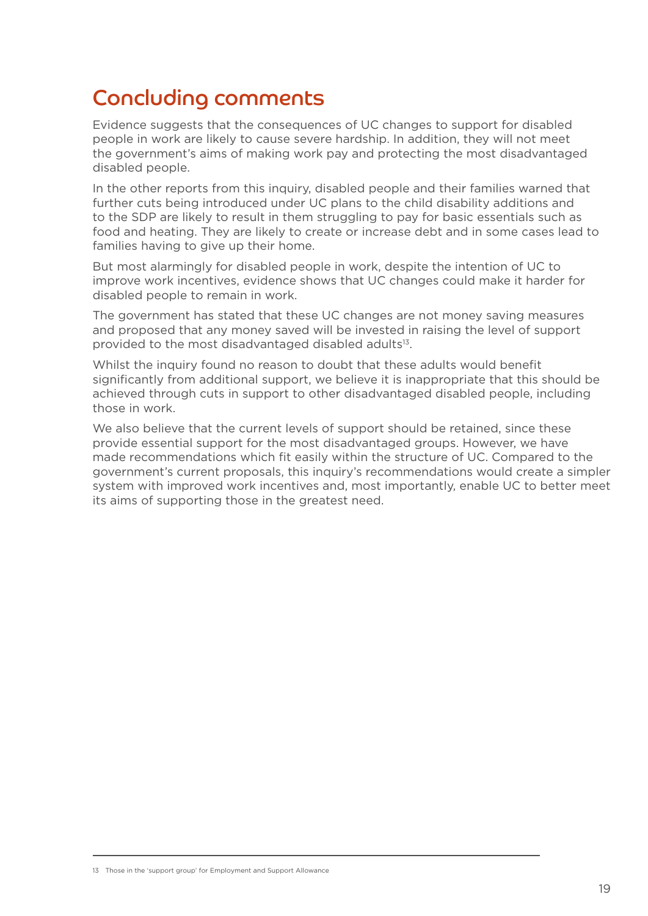## Concluding comments

Evidence suggests that the consequences of UC changes to support for disabled people in work are likely to cause severe hardship. In addition, they will not meet the government's aims of making work pay and protecting the most disadvantaged disabled people.

In the other reports from this inquiry, disabled people and their families warned that further cuts being introduced under UC plans to the child disability additions and to the SDP are likely to result in them struggling to pay for basic essentials such as food and heating. They are likely to create or increase debt and in some cases lead to families having to give up their home.

But most alarmingly for disabled people in work, despite the intention of UC to improve work incentives, evidence shows that UC changes could make it harder for disabled people to remain in work.

The government has stated that these UC changes are not money saving measures and proposed that any money saved will be invested in raising the level of support provided to the most disadvantaged disabled adults[13].

Whilst the inquiry found no reason to doubt that these adults would benefit significantly from additional support, we believe it is inappropriate that this should be achieved through cuts in support to other disadvantaged disabled people, including those in work.

We also believe that the current levels of support should be retained, since these provide essential support for the most disadvantaged groups. However, we have made recommendations which fit easily within the structure of UC. Compared to the government's current proposals, this inquiry's recommendations would create a simpler system with improved work incentives and, most importantly, enable UC to better meet its aims of supporting those in the greatest need.

---

13 Those in the 'support group' for Employment and Support Allowance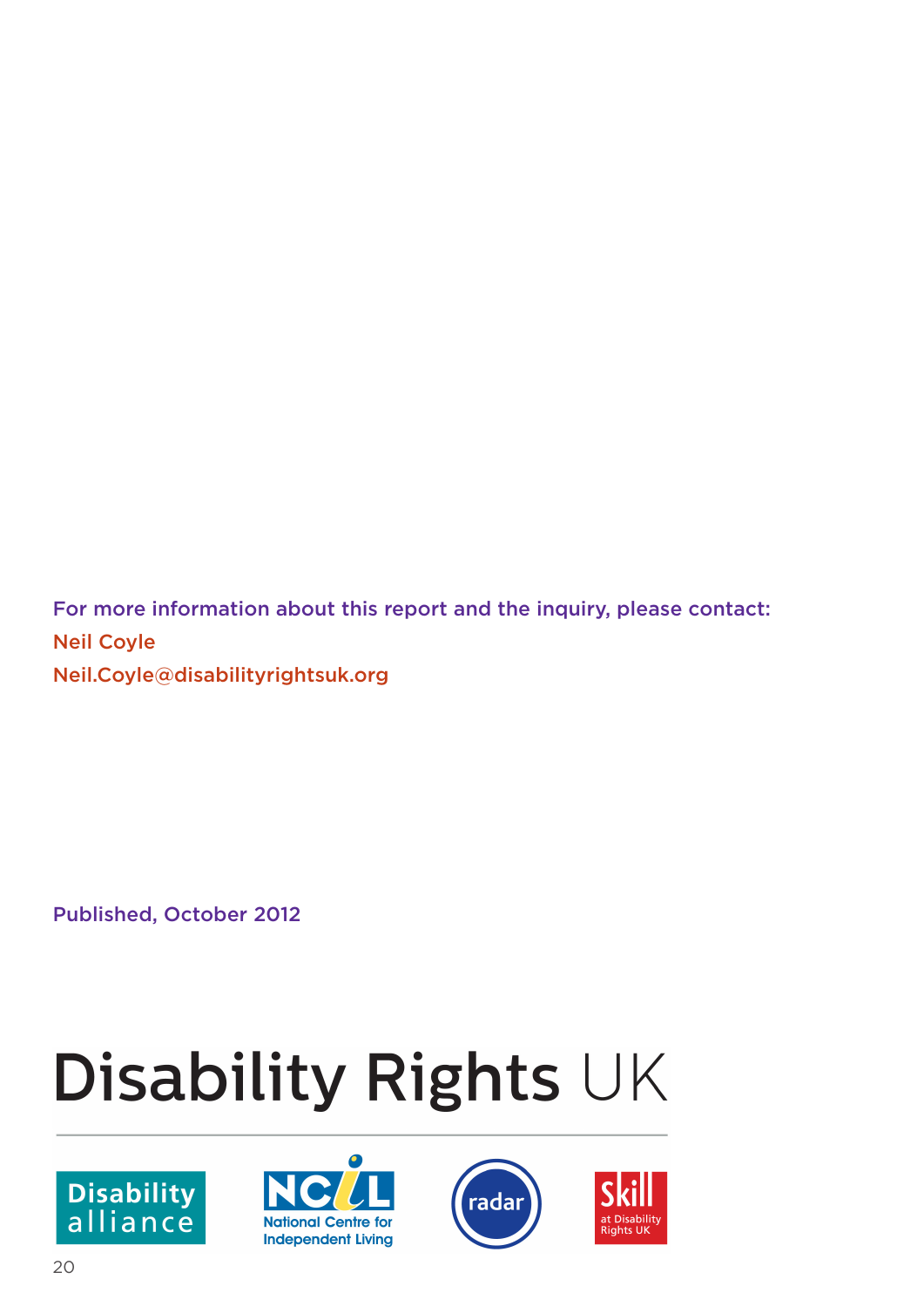For more information about this report and the inquiry, please contact:

Neil Coyle

Neil.Coyle@disabilityrightsuk.org

Published, October 2012

Disability Rights UK

Disability alliance

NCIL National Centre for Independent Living

radar

Skill at Disability Rights UK